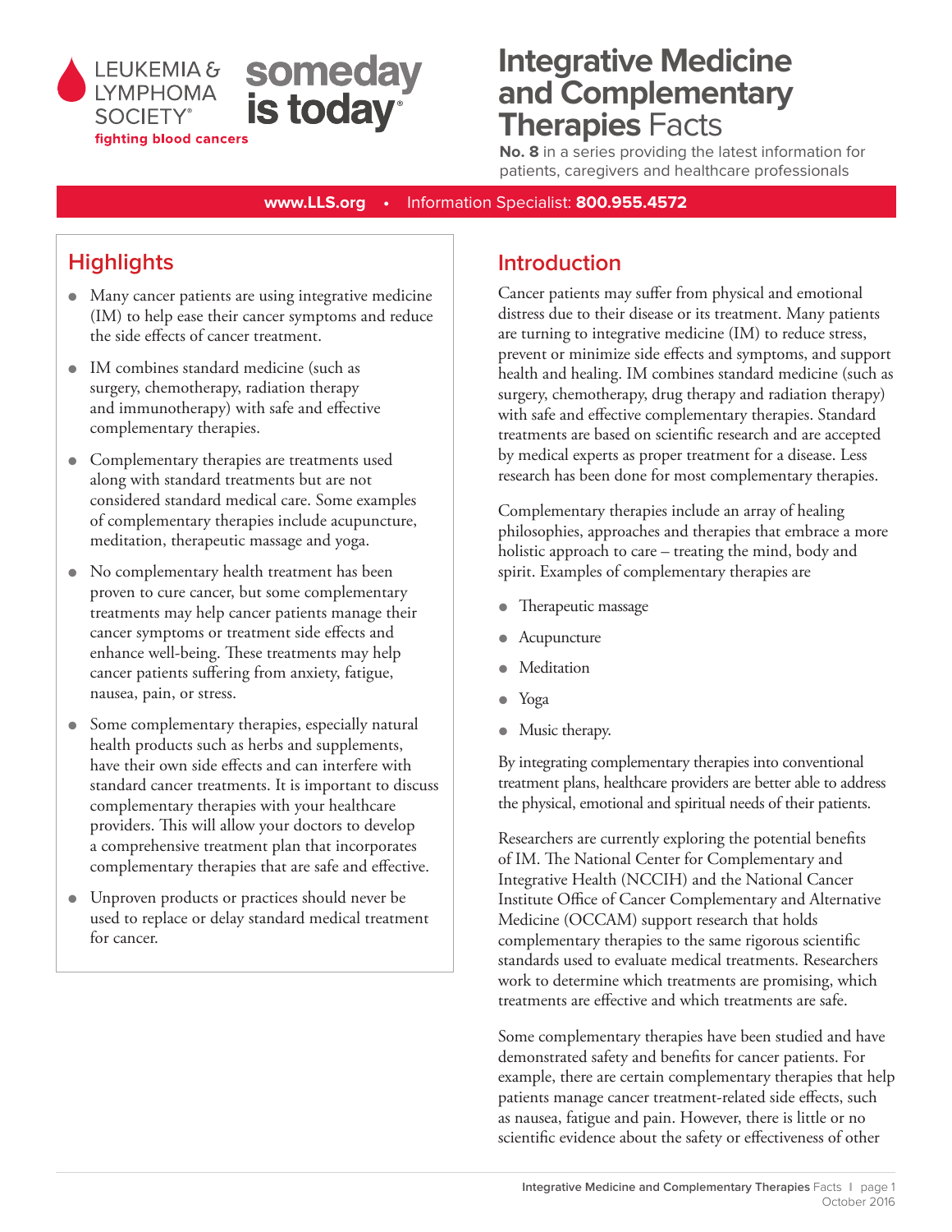LEUKEMIA & LYMPHOMA SOCIETY® fighting blood cancers | someday is today®

# Integrative Medicine and Complementary Therapies Facts

**No. 8** in a series providing the latest information for patients, caregivers and healthcare professionals

**www.LLS.org** • Information Specialist: **800.955.4572**

## Highlights

- Many cancer patients are using integrative medicine (IM) to help ease their cancer symptoms and reduce the side effects of cancer treatment.
- IM combines standard medicine (such as surgery, chemotherapy, radiation therapy and immunotherapy) with safe and effective complementary therapies.
- Complementary therapies are treatments used along with standard treatments but are not considered standard medical care. Some examples of complementary therapies include acupuncture, meditation, therapeutic massage and yoga.
- No complementary health treatment has been proven to cure cancer, but some complementary treatments may help cancer patients manage their cancer symptoms or treatment side effects and enhance well-being. These treatments may help cancer patients suffering from anxiety, fatigue, nausea, pain, or stress.
- Some complementary therapies, especially natural health products such as herbs and supplements, have their own side effects and can interfere with standard cancer treatments. It is important to discuss complementary therapies with your healthcare providers. This will allow your doctors to develop a comprehensive treatment plan that incorporates complementary therapies that are safe and effective.
- Unproven products or practices should never be used to replace or delay standard medical treatment for cancer.

## Introduction

Cancer patients may suffer from physical and emotional distress due to their disease or its treatment. Many patients are turning to integrative medicine (IM) to reduce stress, prevent or minimize side effects and symptoms, and support health and healing. IM combines standard medicine (such as surgery, chemotherapy, drug therapy and radiation therapy) with safe and effective complementary therapies. Standard treatments are based on scientific research and are accepted by medical experts as proper treatment for a disease. Less research has been done for most complementary therapies.

Complementary therapies include an array of healing philosophies, approaches and therapies that embrace a more holistic approach to care – treating the mind, body and spirit. Examples of complementary therapies are

- Therapeutic massage
- Acupuncture
- Meditation
- Yoga
- Music therapy.

By integrating complementary therapies into conventional treatment plans, healthcare providers are better able to address the physical, emotional and spiritual needs of their patients.

Researchers are currently exploring the potential benefits of IM. The National Center for Complementary and Integrative Health (NCCIH) and the National Cancer Institute Office of Cancer Complementary and Alternative Medicine (OCCAM) support research that holds complementary therapies to the same rigorous scientific standards used to evaluate medical treatments. Researchers work to determine which treatments are promising, which treatments are effective and which treatments are safe.

Some complementary therapies have been studied and have demonstrated safety and benefits for cancer patients. For example, there are certain complementary therapies that help patients manage cancer treatment-related side effects, such as nausea, fatigue and pain. However, there is little or no scientific evidence about the safety or effectiveness of other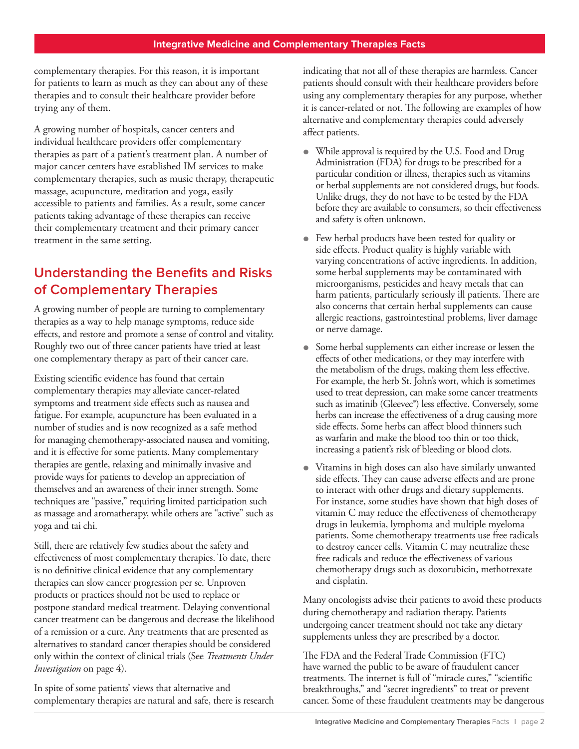complementary therapies. For this reason, it is important for patients to learn as much as they can about any of these therapies and to consult their healthcare provider before trying any of them.

A growing number of hospitals, cancer centers and individual healthcare providers offer complementary therapies as part of a patient's treatment plan. A number of major cancer centers have established IM services to make complementary therapies, such as music therapy, therapeutic massage, acupuncture, meditation and yoga, easily accessible to patients and families. As a result, some cancer patients taking advantage of these therapies can receive their complementary treatment and their primary cancer treatment in the same setting.

## Understanding the Benefits and Risks of Complementary Therapies

A growing number of people are turning to complementary therapies as a way to help manage symptoms, reduce side effects, and restore and promote a sense of control and vitality. Roughly two out of three cancer patients have tried at least one complementary therapy as part of their cancer care.

Existing scientific evidence has found that certain complementary therapies may alleviate cancer-related symptoms and treatment side effects such as nausea and fatigue. For example, acupuncture has been evaluated in a number of studies and is now recognized as a safe method for managing chemotherapy-associated nausea and vomiting, and it is effective for some patients. Many complementary therapies are gentle, relaxing and minimally invasive and provide ways for patients to develop an appreciation of themselves and an awareness of their inner strength. Some techniques are "passive," requiring limited participation such as massage and aromatherapy, while others are "active" such as yoga and tai chi.

Still, there are relatively few studies about the safety and effectiveness of most complementary therapies. To date, there is no definitive clinical evidence that any complementary therapies can slow cancer progression per se. Unproven products or practices should not be used to replace or postpone standard medical treatment. Delaying conventional cancer treatment can be dangerous and decrease the likelihood of a remission or a cure. Any treatments that are presented as alternatives to standard cancer therapies should be considered only within the context of clinical trials (See *Treatments Under Investigation* on page 4).

In spite of some patients' views that alternative and complementary therapies are natural and safe, there is research indicating that not all of these therapies are harmless. Cancer patients should consult with their healthcare providers before using any complementary therapies for any purpose, whether it is cancer-related or not. The following are examples of how alternative and complementary therapies could adversely affect patients.

- While approval is required by the U.S. Food and Drug Administration (FDA) for drugs to be prescribed for a particular condition or illness, therapies such as vitamins or herbal supplements are not considered drugs, but foods. Unlike drugs, they do not have to be tested by the FDA before they are available to consumers, so their effectiveness and safety is often unknown.
- Few herbal products have been tested for quality or side effects. Product quality is highly variable with varying concentrations of active ingredients. In addition, some herbal supplements may be contaminated with microorganisms, pesticides and heavy metals that can harm patients, particularly seriously ill patients. There are also concerns that certain herbal supplements can cause allergic reactions, gastrointestinal problems, liver damage or nerve damage.
- Some herbal supplements can either increase or lessen the effects of other medications, or they may interfere with the metabolism of the drugs, making them less effective. For example, the herb St. John's wort, which is sometimes used to treat depression, can make some cancer treatments such as imatinib (Gleevec®) less effective. Conversely, some herbs can increase the effectiveness of a drug causing more side effects. Some herbs can affect blood thinners such as warfarin and make the blood too thin or too thick, increasing a patient's risk of bleeding or blood clots.
- Vitamins in high doses can also have similarly unwanted side effects. They can cause adverse effects and are prone to interact with other drugs and dietary supplements. For instance, some studies have shown that high doses of vitamin C may reduce the effectiveness of chemotherapy drugs in leukemia, lymphoma and multiple myeloma patients. Some chemotherapy treatments use free radicals to destroy cancer cells. Vitamin C may neutralize these free radicals and reduce the effectiveness of various chemotherapy drugs such as doxorubicin, methotrexate and cisplatin.

Many oncologists advise their patients to avoid these products during chemotherapy and radiation therapy. Patients undergoing cancer treatment should not take any dietary supplements unless they are prescribed by a doctor.

The FDA and the Federal Trade Commission (FTC) have warned the public to be aware of fraudulent cancer treatments. The internet is full of "miracle cures," "scientific breakthroughs," and "secret ingredients" to treat or prevent cancer. Some of these fraudulent treatments may be dangerous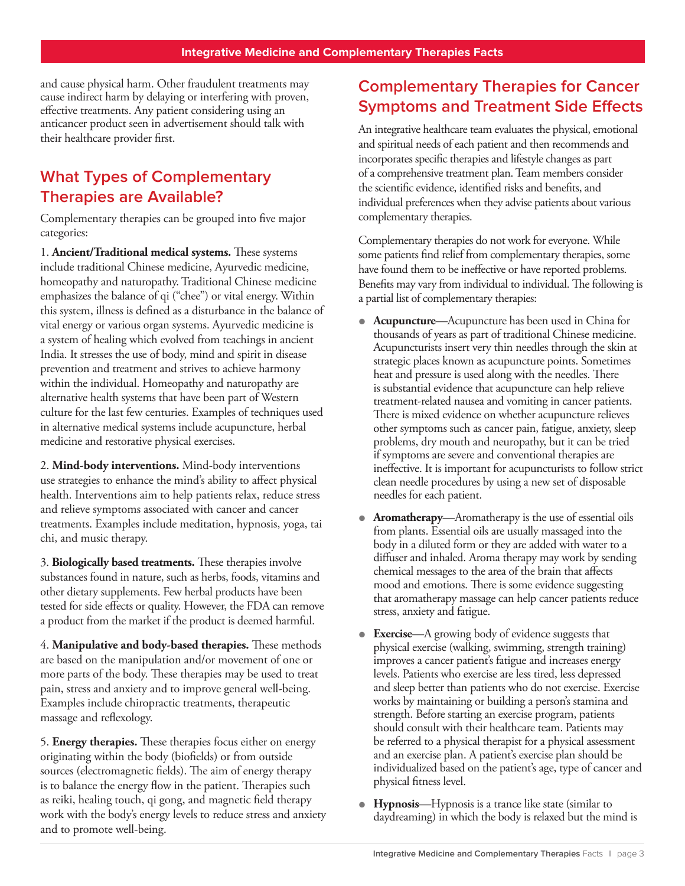and cause physical harm. Other fraudulent treatments may cause indirect harm by delaying or interfering with proven, effective treatments. Any patient considering using an anticancer product seen in advertisement should talk with their healthcare provider first.

## What Types of Complementary Therapies are Available?

Complementary therapies can be grouped into five major categories:

1. **Ancient/Traditional medical systems.** These systems include traditional Chinese medicine, Ayurvedic medicine, homeopathy and naturopathy. Traditional Chinese medicine emphasizes the balance of qi ("chee") or vital energy. Within this system, illness is defined as a disturbance in the balance of vital energy or various organ systems. Ayurvedic medicine is a system of healing which evolved from teachings in ancient India. It stresses the use of body, mind and spirit in disease prevention and treatment and strives to achieve harmony within the individual. Homeopathy and naturopathy are alternative health systems that have been part of Western culture for the last few centuries. Examples of techniques used in alternative medical systems include acupuncture, herbal medicine and restorative physical exercises.

2. **Mind-body interventions.** Mind-body interventions use strategies to enhance the mind's ability to affect physical health. Interventions aim to help patients relax, reduce stress and relieve symptoms associated with cancer and cancer treatments. Examples include meditation, hypnosis, yoga, tai chi, and music therapy.

3. **Biologically based treatments.** These therapies involve substances found in nature, such as herbs, foods, vitamins and other dietary supplements. Few herbal products have been tested for side effects or quality. However, the FDA can remove a product from the market if the product is deemed harmful.

4. **Manipulative and body-based therapies.** These methods are based on the manipulation and/or movement of one or more parts of the body. These therapies may be used to treat pain, stress and anxiety and to improve general well-being. Examples include chiropractic treatments, therapeutic massage and reflexology.

5. **Energy therapies.** These therapies focus either on energy originating within the body (biofields) or from outside sources (electromagnetic fields). The aim of energy therapy is to balance the energy flow in the patient. Therapies such as reiki, healing touch, qi gong, and magnetic field therapy work with the body's energy levels to reduce stress and anxiety and to promote well-being.

## Complementary Therapies for Cancer Symptoms and Treatment Side Effects

An integrative healthcare team evaluates the physical, emotional and spiritual needs of each patient and then recommends and incorporates specific therapies and lifestyle changes as part of a comprehensive treatment plan. Team members consider the scientific evidence, identified risks and benefits, and individual preferences when they advise patients about various complementary therapies.

Complementary therapies do not work for everyone. While some patients find relief from complementary therapies, some have found them to be ineffective or have reported problems. Benefits may vary from individual to individual. The following is a partial list of complementary therapies:

- **Acupuncture**—Acupuncture has been used in China for thousands of years as part of traditional Chinese medicine. Acupuncturists insert very thin needles through the skin at strategic places known as acupuncture points. Sometimes heat and pressure is used along with the needles. There is substantial evidence that acupuncture can help relieve treatment-related nausea and vomiting in cancer patients. There is mixed evidence on whether acupuncture relieves other symptoms such as cancer pain, fatigue, anxiety, sleep problems, dry mouth and neuropathy, but it can be tried if symptoms are severe and conventional therapies are ineffective. It is important for acupuncturists to follow strict clean needle procedures by using a new set of disposable needles for each patient.
- **Aromatherapy**—Aromatherapy is the use of essential oils from plants. Essential oils are usually massaged into the body in a diluted form or they are added with water to a diffuser and inhaled. Aroma therapy may work by sending chemical messages to the area of the brain that affects mood and emotions. There is some evidence suggesting that aromatherapy massage can help cancer patients reduce stress, anxiety and fatigue.
- **Exercise**—A growing body of evidence suggests that physical exercise (walking, swimming, strength training) improves a cancer patient's fatigue and increases energy levels. Patients who exercise are less tired, less depressed and sleep better than patients who do not exercise. Exercise works by maintaining or building a person's stamina and strength. Before starting an exercise program, patients should consult with their healthcare team. Patients may be referred to a physical therapist for a physical assessment and an exercise plan. A patient's exercise plan should be individualized based on the patient's age, type of cancer and physical fitness level.
- **Hypnosis**—Hypnosis is a trance like state (similar to daydreaming) in which the body is relaxed but the mind is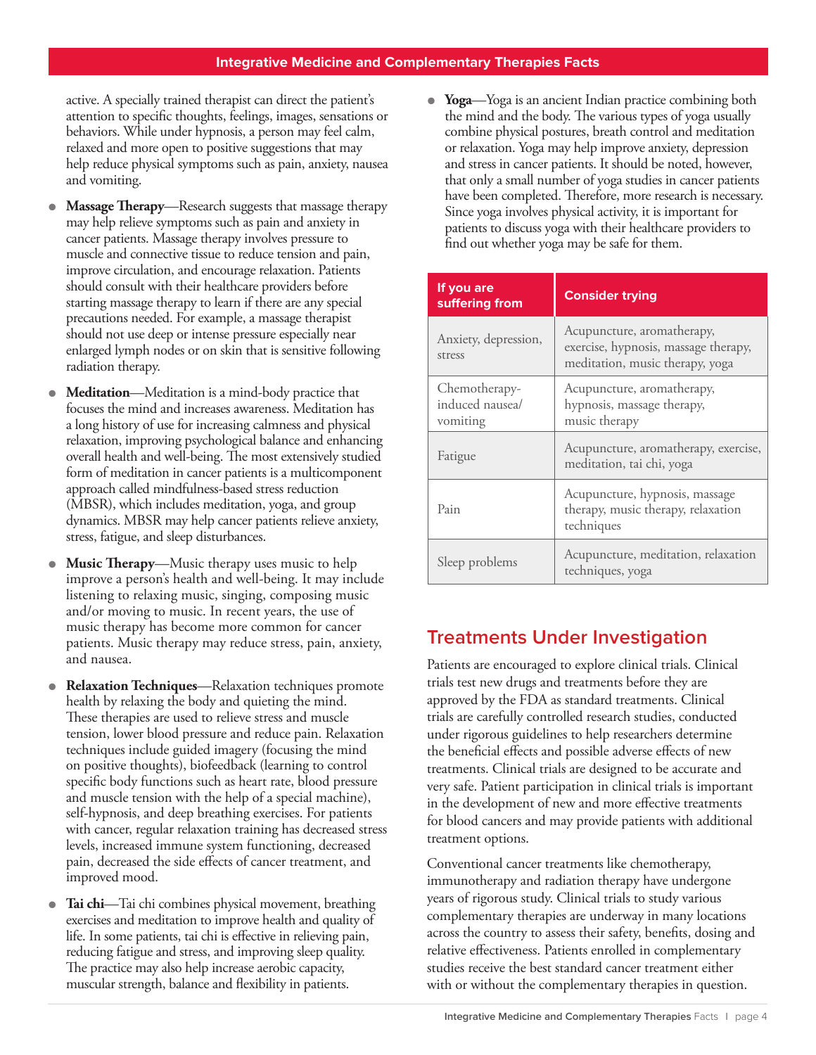active. A specially trained therapist can direct the patient's attention to specific thoughts, feelings, images, sensations or behaviors. While under hypnosis, a person may feel calm, relaxed and more open to positive suggestions that may help reduce physical symptoms such as pain, anxiety, nausea and vomiting.

- **Massage Therapy**—Research suggests that massage therapy may help relieve symptoms such as pain and anxiety in cancer patients. Massage therapy involves pressure to muscle and connective tissue to reduce tension and pain, improve circulation, and encourage relaxation. Patients should consult with their healthcare providers before starting massage therapy to learn if there are any special precautions needed. For example, a massage therapist should not use deep or intense pressure especially near enlarged lymph nodes or on skin that is sensitive following radiation therapy.

- **Meditation**—Meditation is a mind-body practice that focuses the mind and increases awareness. Meditation has a long history of use for increasing calmness and physical relaxation, improving psychological balance and enhancing overall health and well-being. The most extensively studied form of meditation in cancer patients is a multicomponent approach called mindfulness-based stress reduction (MBSR), which includes meditation, yoga, and group dynamics. MBSR may help cancer patients relieve anxiety, stress, fatigue, and sleep disturbances.

- **Music Therapy**—Music therapy uses music to help improve a person's health and well-being. It may include listening to relaxing music, singing, composing music and/or moving to music. In recent years, the use of music therapy has become more common for cancer patients. Music therapy may reduce stress, pain, anxiety, and nausea.

- **Relaxation Techniques**—Relaxation techniques promote health by relaxing the body and quieting the mind. These therapies are used to relieve stress and muscle tension, lower blood pressure and reduce pain. Relaxation techniques include guided imagery (focusing the mind on positive thoughts), biofeedback (learning to control specific body functions such as heart rate, blood pressure and muscle tension with the help of a special machine), self-hypnosis, and deep breathing exercises. For patients with cancer, regular relaxation training has decreased stress levels, increased immune system functioning, decreased pain, decreased the side effects of cancer treatment, and improved mood.

- **Tai chi**—Tai chi combines physical movement, breathing exercises and meditation to improve health and quality of life. In some patients, tai chi is effective in relieving pain, reducing fatigue and stress, and improving sleep quality. The practice may also help increase aerobic capacity, muscular strength, balance and flexibility in patients.

- **Yoga**—Yoga is an ancient Indian practice combining both the mind and the body. The various types of yoga usually combine physical postures, breath control and meditation or relaxation. Yoga may help improve anxiety, depression and stress in cancer patients. It should be noted, however, that only a small number of yoga studies in cancer patients have been completed. Therefore, more research is necessary. Since yoga involves physical activity, it is important for patients to discuss yoga with their healthcare providers to find out whether yoga may be safe for them.

| If you are suffering from | Consider trying |
|---|---|
| Anxiety, depression, stress | Acupuncture, aromatherapy, exercise, hypnosis, massage therapy, meditation, music therapy, yoga |
| Chemotherapy-induced nausea/vomiting | Acupuncture, aromatherapy, hypnosis, massage therapy, music therapy |
| Fatigue | Acupuncture, aromatherapy, exercise, meditation, tai chi, yoga |
| Pain | Acupuncture, hypnosis, massage therapy, music therapy, relaxation techniques |
| Sleep problems | Acupuncture, meditation, relaxation techniques, yoga |

## Treatments Under Investigation

Patients are encouraged to explore clinical trials. Clinical trials test new drugs and treatments before they are approved by the FDA as standard treatments. Clinical trials are carefully controlled research studies, conducted under rigorous guidelines to help researchers determine the beneficial effects and possible adverse effects of new treatments. Clinical trials are designed to be accurate and very safe. Patient participation in clinical trials is important in the development of new and more effective treatments for blood cancers and may provide patients with additional treatment options.

Conventional cancer treatments like chemotherapy, immunotherapy and radiation therapy have undergone years of rigorous study. Clinical trials to study various complementary therapies are underway in many locations across the country to assess their safety, benefits, dosing and relative effectiveness. Patients enrolled in complementary studies receive the best standard cancer treatment either with or without the complementary therapies in question.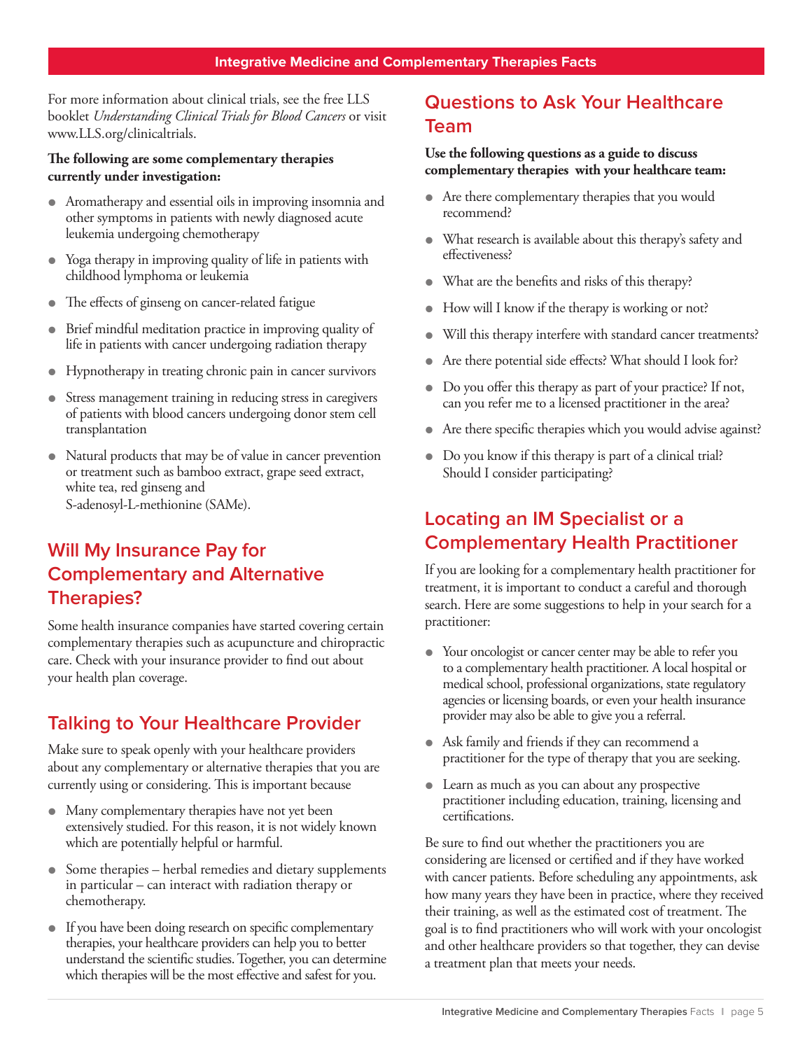For more information about clinical trials, see the free LLS booklet *Understanding Clinical Trials for Blood Cancers* or visit www.LLS.org/clinicaltrials.

**The following are some complementary therapies currently under investigation:**

- Aromatherapy and essential oils in improving insomnia and other symptoms in patients with newly diagnosed acute leukemia undergoing chemotherapy
- Yoga therapy in improving quality of life in patients with childhood lymphoma or leukemia
- The effects of ginseng on cancer-related fatigue
- Brief mindful meditation practice in improving quality of life in patients with cancer undergoing radiation therapy
- Hypnotherapy in treating chronic pain in cancer survivors
- Stress management training in reducing stress in caregivers of patients with blood cancers undergoing donor stem cell transplantation
- Natural products that may be of value in cancer prevention or treatment such as bamboo extract, grape seed extract, white tea, red ginseng and S-adenosyl-L-methionine (SAMe).

## Will My Insurance Pay for Complementary and Alternative Therapies?

Some health insurance companies have started covering certain complementary therapies such as acupuncture and chiropractic care. Check with your insurance provider to find out about your health plan coverage.

## Talking to Your Healthcare Provider

Make sure to speak openly with your healthcare providers about any complementary or alternative therapies that you are currently using or considering. This is important because

- Many complementary therapies have not yet been extensively studied. For this reason, it is not widely known which are potentially helpful or harmful.
- Some therapies – herbal remedies and dietary supplements in particular – can interact with radiation therapy or chemotherapy.
- If you have been doing research on specific complementary therapies, your healthcare providers can help you to better understand the scientific studies. Together, you can determine which therapies will be the most effective and safest for you.

## Questions to Ask Your Healthcare Team

**Use the following questions as a guide to discuss complementary therapies with your healthcare team:**

- Are there complementary therapies that you would recommend?
- What research is available about this therapy's safety and effectiveness?
- What are the benefits and risks of this therapy?
- How will I know if the therapy is working or not?
- Will this therapy interfere with standard cancer treatments?
- Are there potential side effects? What should I look for?
- Do you offer this therapy as part of your practice? If not, can you refer me to a licensed practitioner in the area?
- Are there specific therapies which you would advise against?
- Do you know if this therapy is part of a clinical trial? Should I consider participating?

## Locating an IM Specialist or a Complementary Health Practitioner

If you are looking for a complementary health practitioner for treatment, it is important to conduct a careful and thorough search. Here are some suggestions to help in your search for a practitioner:

- Your oncologist or cancer center may be able to refer you to a complementary health practitioner. A local hospital or medical school, professional organizations, state regulatory agencies or licensing boards, or even your health insurance provider may also be able to give you a referral.
- Ask family and friends if they can recommend a practitioner for the type of therapy that you are seeking.
- Learn as much as you can about any prospective practitioner including education, training, licensing and certifications.

Be sure to find out whether the practitioners you are considering are licensed or certified and if they have worked with cancer patients. Before scheduling any appointments, ask how many years they have been in practice, where they received their training, as well as the estimated cost of treatment. The goal is to find practitioners who will work with your oncologist and other healthcare providers so that together, they can devise a treatment plan that meets your needs.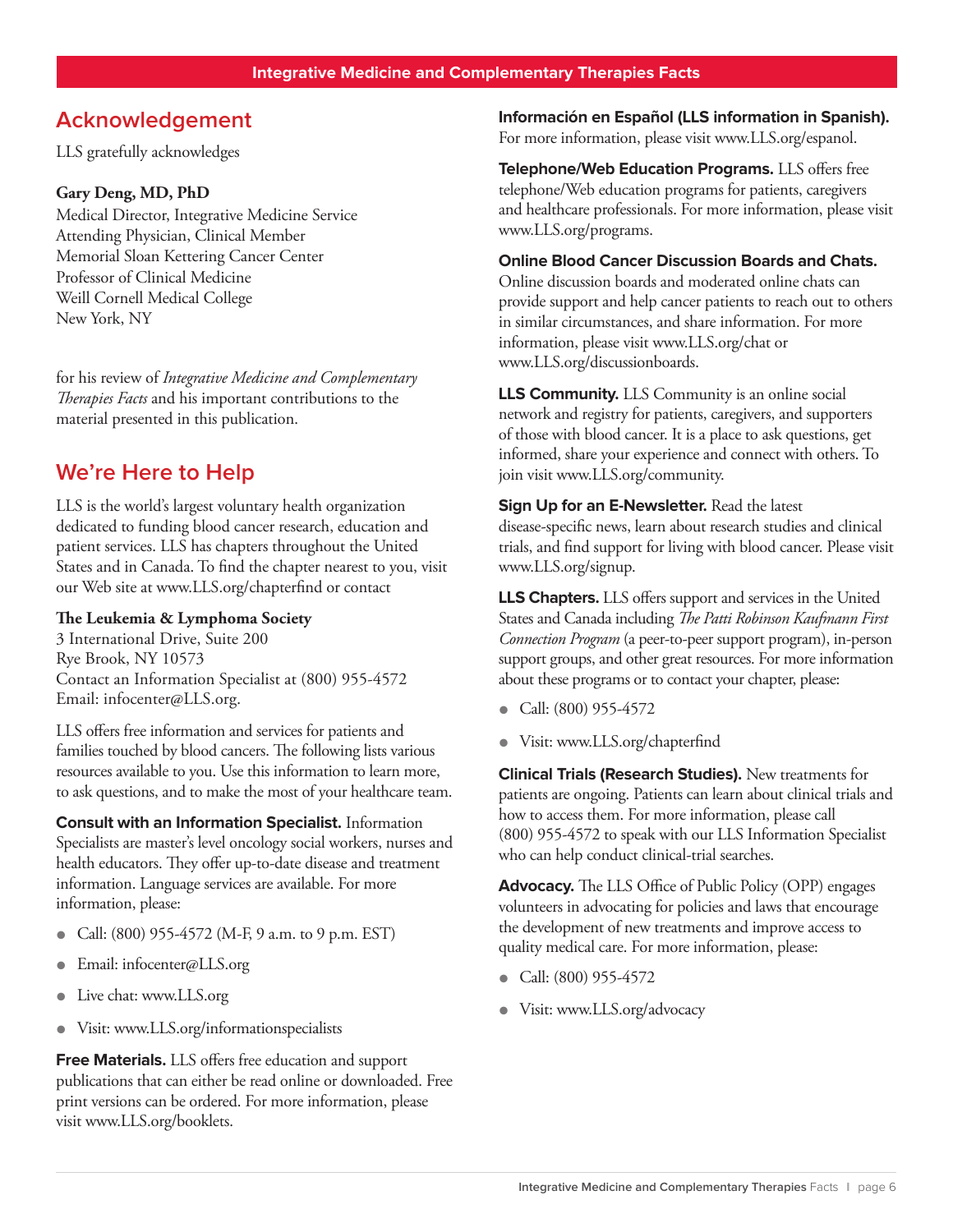## Acknowledgement

LLS gratefully acknowledges

**Gary Deng, MD, PhD**
Medical Director, Integrative Medicine Service
Attending Physician, Clinical Member
Memorial Sloan Kettering Cancer Center
Professor of Clinical Medicine
Weill Cornell Medical College
New York, NY

for his review of *Integrative Medicine and Complementary Therapies Facts* and his important contributions to the material presented in this publication.

## We're Here to Help

LLS is the world's largest voluntary health organization dedicated to funding blood cancer research, education and patient services. LLS has chapters throughout the United States and in Canada. To find the chapter nearest to you, visit our Web site at www.LLS.org/chapterfind or contact

**The Leukemia & Lymphoma Society**
3 International Drive, Suite 200
Rye Brook, NY 10573
Contact an Information Specialist at (800) 955-4572
Email: infocenter@LLS.org.

LLS offers free information and services for patients and families touched by blood cancers. The following lists various resources available to you. Use this information to learn more, to ask questions, and to make the most of your healthcare team.

**Consult with an Information Specialist.** Information Specialists are master's level oncology social workers, nurses and health educators. They offer up-to-date disease and treatment information. Language services are available. For more information, please:

- Call: (800) 955-4572 (M-F, 9 a.m. to 9 p.m. EST)
- Email: infocenter@LLS.org
- Live chat: www.LLS.org
- Visit: www.LLS.org/informationspecialists

**Free Materials.** LLS offers free education and support publications that can either be read online or downloaded. Free print versions can be ordered. For more information, please visit www.LLS.org/booklets.

**Información en Español (LLS information in Spanish).** For more information, please visit www.LLS.org/espanol.

**Telephone/Web Education Programs.** LLS offers free telephone/Web education programs for patients, caregivers and healthcare professionals. For more information, please visit www.LLS.org/programs.

**Online Blood Cancer Discussion Boards and Chats.** Online discussion boards and moderated online chats can provide support and help cancer patients to reach out to others in similar circumstances, and share information. For more information, please visit www.LLS.org/chat or www.LLS.org/discussionboards.

**LLS Community.** LLS Community is an online social network and registry for patients, caregivers, and supporters of those with blood cancer. It is a place to ask questions, get informed, share your experience and connect with others. To join visit www.LLS.org/community.

**Sign Up for an E-Newsletter.** Read the latest disease-specific news, learn about research studies and clinical trials, and find support for living with blood cancer. Please visit www.LLS.org/signup.

**LLS Chapters.** LLS offers support and services in the United States and Canada including *The Patti Robinson Kaufmann First Connection Program* (a peer-to-peer support program), in-person support groups, and other great resources. For more information about these programs or to contact your chapter, please:

- Call: (800) 955-4572
- Visit: www.LLS.org/chapterfind

**Clinical Trials (Research Studies).** New treatments for patients are ongoing. Patients can learn about clinical trials and how to access them. For more information, please call (800) 955-4572 to speak with our LLS Information Specialist who can help conduct clinical-trial searches.

**Advocacy.** The LLS Office of Public Policy (OPP) engages volunteers in advocating for policies and laws that encourage the development of new treatments and improve access to quality medical care. For more information, please:

- Call: (800) 955-4572
- Visit: www.LLS.org/advocacy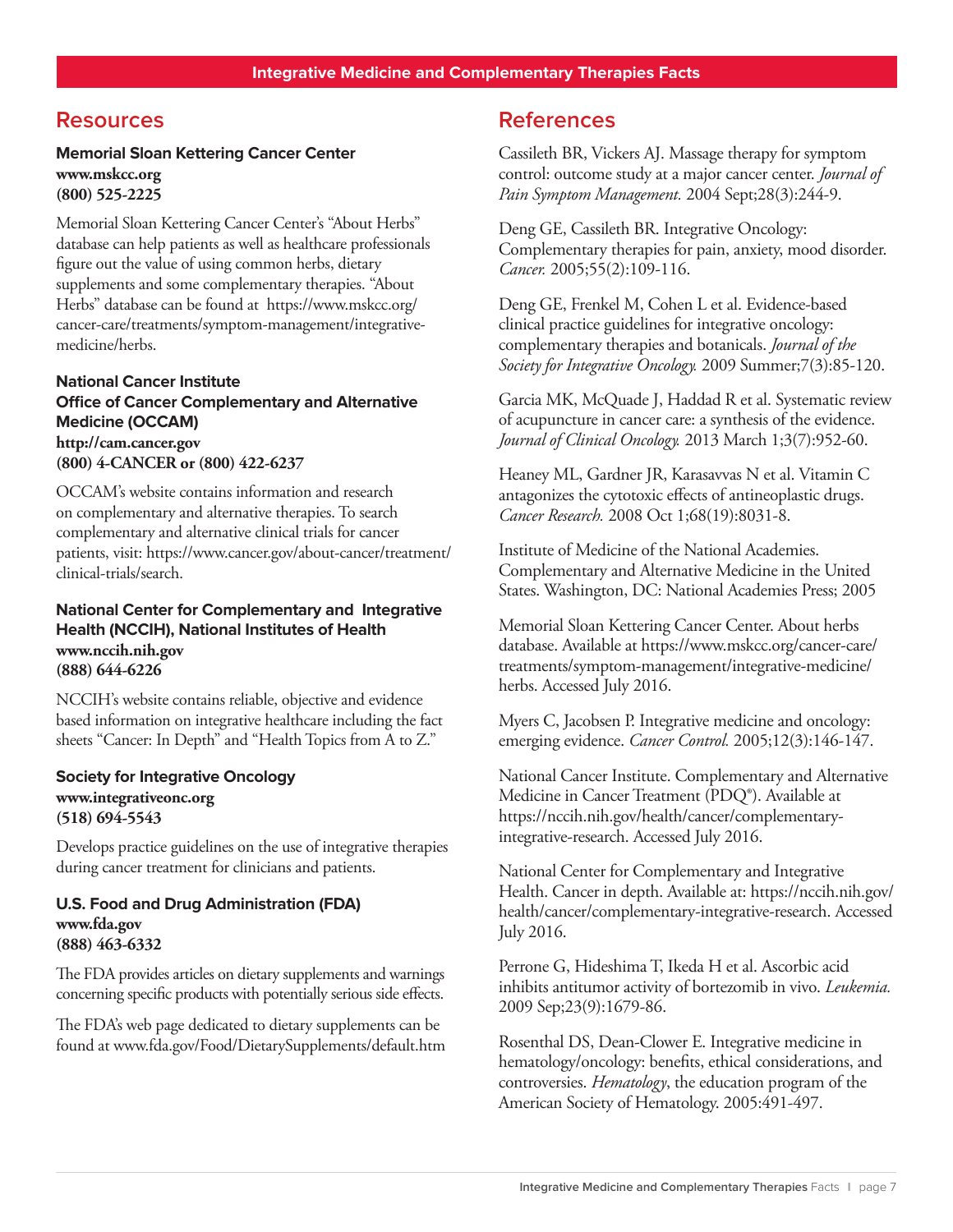## Resources

**Memorial Sloan Kettering Cancer Center**
**www.mskcc.org**
**(800) 525-2225**

Memorial Sloan Kettering Cancer Center's "About Herbs" database can help patients as well as healthcare professionals figure out the value of using common herbs, dietary supplements and some complementary therapies. "About Herbs" database can be found at https://www.mskcc.org/cancer-care/treatments/symptom-management/integrative-medicine/herbs.

**National Cancer Institute**
**Office of Cancer Complementary and Alternative Medicine (OCCAM)**
**http://cam.cancer.gov**
**(800) 4-CANCER or (800) 422-6237**

OCCAM's website contains information and research on complementary and alternative therapies. To search complementary and alternative clinical trials for cancer patients, visit: https://www.cancer.gov/about-cancer/treatment/clinical-trials/search.

**National Center for Complementary and Integrative Health (NCCIH), National Institutes of Health**
**www.nccih.nih.gov**
**(888) 644-6226**

NCCIH's website contains reliable, objective and evidence based information on integrative healthcare including the fact sheets "Cancer: In Depth" and "Health Topics from A to Z."

**Society for Integrative Oncology**
**www.integrativeonc.org**
**(518) 694-5543**

Develops practice guidelines on the use of integrative therapies during cancer treatment for clinicians and patients.

**U.S. Food and Drug Administration (FDA)**
**www.fda.gov**
**(888) 463-6332**

The FDA provides articles on dietary supplements and warnings concerning specific products with potentially serious side effects.

The FDA's web page dedicated to dietary supplements can be found at www.fda.gov/Food/DietarySupplements/default.htm

## References

Cassileth BR, Vickers AJ. Massage therapy for symptom control: outcome study at a major cancer center. *Journal of Pain Symptom Management.* 2004 Sept;28(3):244-9.

Deng GE, Cassileth BR. Integrative Oncology: Complementary therapies for pain, anxiety, mood disorder. *Cancer.* 2005;55(2):109-116.

Deng GE, Frenkel M, Cohen L et al. Evidence-based clinical practice guidelines for integrative oncology: complementary therapies and botanicals. *Journal of the Society for Integrative Oncology.* 2009 Summer;7(3):85-120.

Garcia MK, McQuade J, Haddad R et al. Systematic review of acupuncture in cancer care: a synthesis of the evidence. *Journal of Clinical Oncology.* 2013 March 1;3(7):952-60.

Heaney ML, Gardner JR, Karasavvas N et al. Vitamin C antagonizes the cytotoxic effects of antineoplastic drugs. *Cancer Research.* 2008 Oct 1;68(19):8031-8.

Institute of Medicine of the National Academies. Complementary and Alternative Medicine in the United States. Washington, DC: National Academies Press; 2005

Memorial Sloan Kettering Cancer Center. About herbs database. Available at https://www.mskcc.org/cancer-care/treatments/symptom-management/integrative-medicine/herbs. Accessed July 2016.

Myers C, Jacobsen P. Integrative medicine and oncology: emerging evidence. *Cancer Control.* 2005;12(3):146-147.

National Cancer Institute. Complementary and Alternative Medicine in Cancer Treatment (PDQ®). Available at https://nccih.nih.gov/health/cancer/complementary-integrative-research. Accessed July 2016.

National Center for Complementary and Integrative Health. Cancer in depth. Available at: https://nccih.nih.gov/health/cancer/complementary-integrative-research. Accessed July 2016.

Perrone G, Hideshima T, Ikeda H et al. Ascorbic acid inhibits antitumor activity of bortezomib in vivo. *Leukemia.* 2009 Sep;23(9):1679-86.

Rosenthal DS, Dean-Clower E. Integrative medicine in hematology/oncology: benefits, ethical considerations, and controversies. *Hematology*, the education program of the American Society of Hematology. 2005:491-497.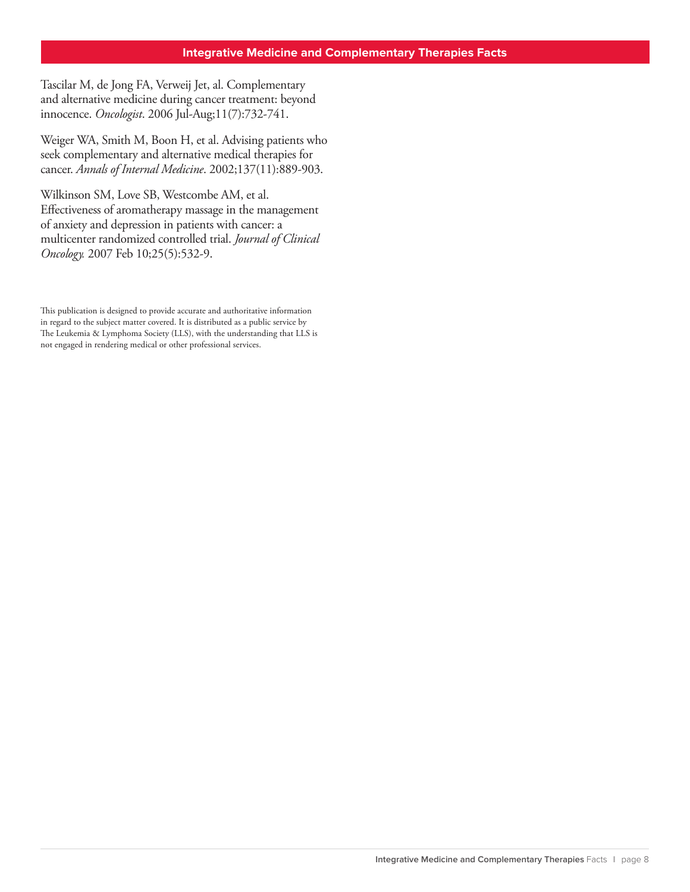Tascilar M, de Jong FA, Verweij Jet, al. Complementary and alternative medicine during cancer treatment: beyond innocence. *Oncologist*. 2006 Jul-Aug;11(7):732-741.

Weiger WA, Smith M, Boon H, et al. Advising patients who seek complementary and alternative medical therapies for cancer. *Annals of Internal Medicine*. 2002;137(11):889-903.

Wilkinson SM, Love SB, Westcombe AM, et al. Effectiveness of aromatherapy massage in the management of anxiety and depression in patients with cancer: a multicenter randomized controlled trial. *Journal of Clinical Oncology.* 2007 Feb 10;25(5):532-9.

This publication is designed to provide accurate and authoritative information in regard to the subject matter covered. It is distributed as a public service by The Leukemia & Lymphoma Society (LLS), with the understanding that LLS is not engaged in rendering medical or other professional services.